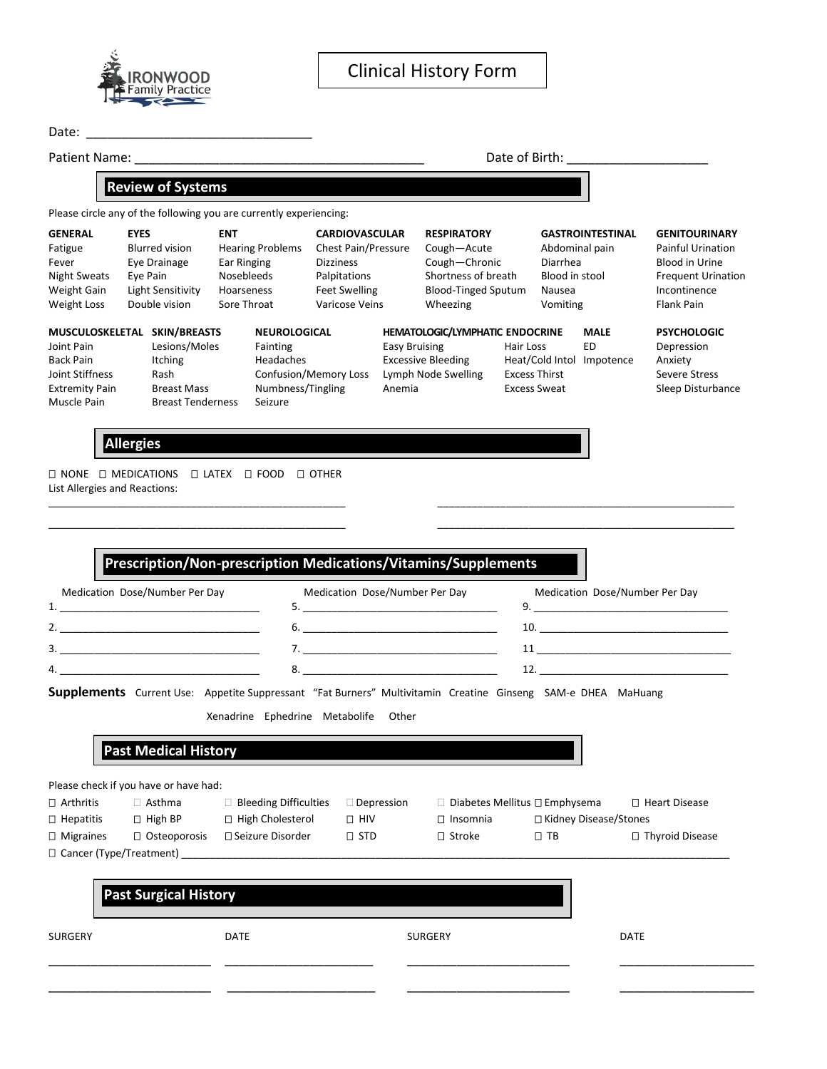IRONWOOD Family Practice

# Clinical History Form

Date: ______________________________

Patient Name: ________________________________________ Date of Birth: ___________________

## Review of Systems

Please circle any of the following you are currently experiencing:

| GENERAL | EYES | ENT | CARDIOVASCULAR | RESPIRATORY | GASTROINTESTINAL | GENITOURINARY |
|---|---|---|---|---|---|---|
| Fatigue | Blurred vision | Hearing Problems | Chest Pain/Pressure | Cough—Acute | Abdominal pain | Painful Urination |
| Fever | Eye Drainage | Ear Ringing | Dizziness | Cough—Chronic | Diarrhea | Blood in Urine |
| Night Sweats | Eye Pain | Nosebleeds | Palpitations | Shortness of breath | Blood in stool | Frequent Urination |
| Weight Gain | Light Sensitivity | Hoarseness | Feet Swelling | Blood-Tinged Sputum | Nausea | Incontinence |
| Weight Loss | Double vision | Sore Throat | Varicose Veins | Wheezing | Vomiting | Flank Pain |

| MUSCULOSKELETAL | SKIN/BREASTS | NEUROLOGICAL | HEMATOLOGIC/LYMPHATIC | ENDOCRINE | MALE | PSYCHOLOGIC |
|---|---|---|---|---|---|---|
| Joint Pain | Lesions/Moles | Fainting | Easy Bruising | Hair Loss | ED | Depression |
| Back Pain | Itching | Headaches | Excessive Bleeding | Heat/Cold Intol | Impotence | Anxiety |
| Joint Stiffness | Rash | Confusion/Memory Loss | Lymph Node Swelling | Excess Thirst | | Severe Stress |
| Extremity Pain | Breast Mass | Numbness/Tingling | Anemia | Excess Sweat | | Sleep Disturbance |
| Muscle Pain | Breast Tenderness | Seizure | | | | |

## Allergies

☐ NONE ☐ MEDICATIONS ☐ LATEX ☐ FOOD ☐ OTHER

List Allergies and Reactions:

_______________________________________________ _______________________________________________

_______________________________________________ _______________________________________________

## Prescription/Non-prescription Medications/Vitamins/Supplements

| Medication Dose/Number Per Day | Medication Dose/Number Per Day | Medication Dose/Number Per Day |
|---|---|---|
| 1. ______________________________ | 5. ______________________________ | 9. ______________________________ |
| 2. ______________________________ | 6. ______________________________ | 10. ______________________________ |
| 3. ______________________________ | 7. ______________________________ | 11 ______________________________ |
| 4. ______________________________ | 8. ______________________________ | 12. ______________________________ |

**Supplements** Current Use: Appetite Suppressant "Fat Burners" Multivitamin Creatine Ginseng SAM-e DHEA MaHuang Xenadrine Ephedrine Metabolife Other

## Past Medical History

Please check if you have or have had:

| | | | | | | |
|---|---|---|---|---|---|---|
| ☐ Arthritis | ☐ Asthma | ☐ Bleeding Difficulties | ☐ Depression | ☐ Diabetes Mellitus | ☐ Emphysema | ☐ Heart Disease |
| ☐ Hepatitis | ☐ High BP | ☐ High Cholesterol | ☐ HIV | ☐ Insomnia | ☐ Kidney Disease/Stones | |
| ☐ Migraines | ☐ Osteoporosis | ☐ Seizure Disorder | ☐ STD | ☐ Stroke | ☐ TB | ☐ Thyroid Disease |

☐ Cancer (Type/Treatment) ______________________________________________________________________________

## Past Surgical History

| SURGERY | DATE | SURGERY | DATE |
|---|---|---|---|
| ______________________ | ____________________ | ______________________ | ____________________ |
| ______________________ | ____________________ | ______________________ | ____________________ |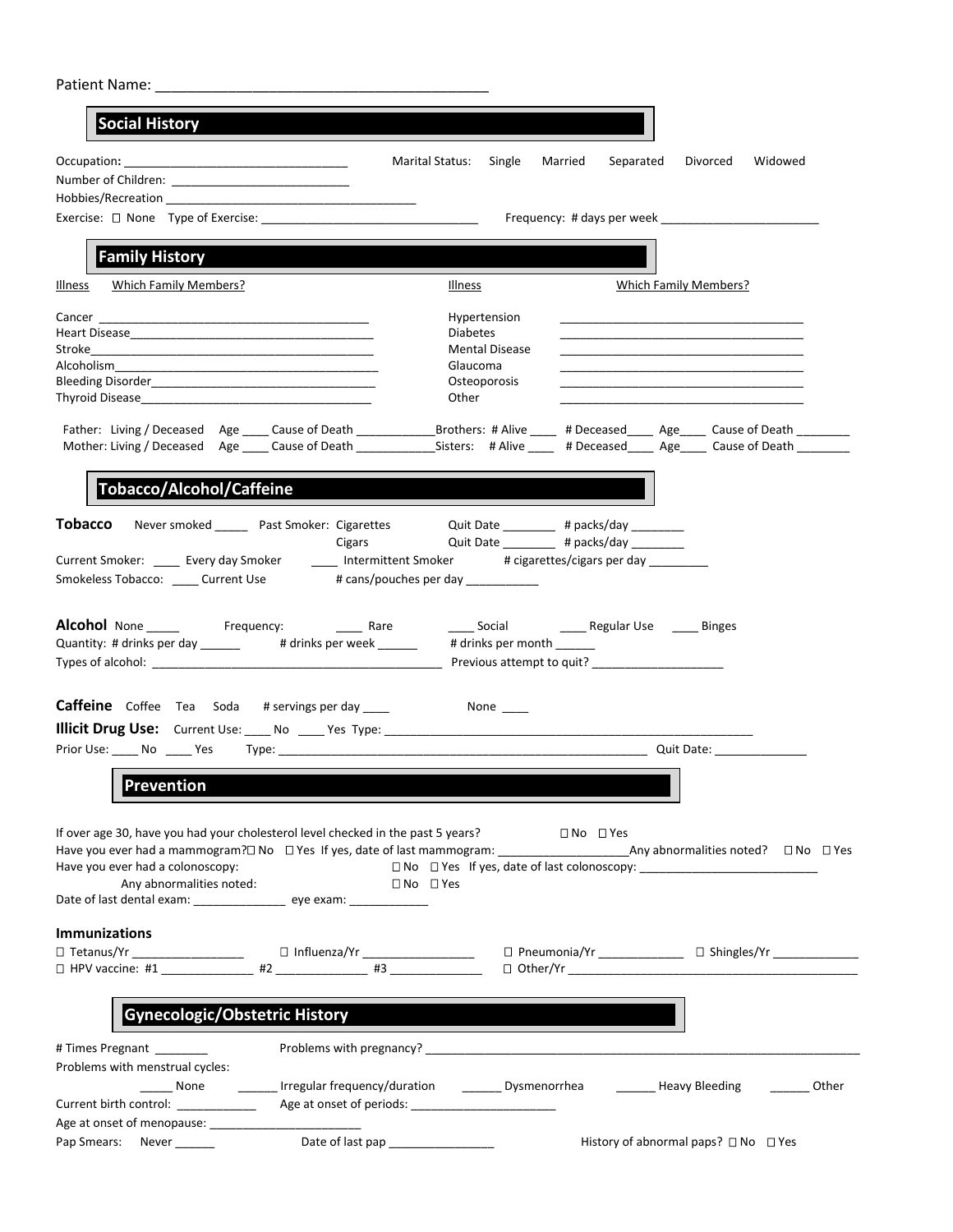Patient Name: ________________________________________

## Social History

Occupation: ________________________________ Marital Status: Single Married Separated Divorced Widowed

Number of Children: ___________________________

Hobbies/Recreation ______________________________________

Exercise: ☐ None Type of Exercise: ________________________________ Frequency: # days per week ________________________

## Family History

| Illness | Which Family Members? | Illness | Which Family Members? |
| --- | --- | --- | --- |
| Cancer | ________________________ | Hypertension | ________________________ |
| Heart Disease | ________________________ | Diabetes | ________________________ |
| Stroke | ________________________ | Mental Disease | ________________________ |
| Alcoholism | ________________________ | Glaucoma | ________________________ |
| Bleeding Disorder | ________________________ | Osteoporosis | ________________________ |
| Thyroid Disease | ________________________ | Other | ________________________ |

Father: Living / Deceased Age ____ Cause of Death ____________ Brothers: # Alive ____ # Deceased____ Age____ Cause of Death ________

Mother: Living / Deceased Age ____ Cause of Death ____________ Sisters: # Alive ____ # Deceased____ Age____ Cause of Death ________

## Tobacco/Alcohol/Caffeine

**Tobacco** Never smoked _____ Past Smoker: Cigarettes Quit Date ________ # packs/day ________

Cigars Quit Date ________ # packs/day ________

Current Smoker: ____ Every day Smoker ____ Intermittent Smoker # cigarettes/cigars per day _________

Smokeless Tobacco: ____ Current Use # cans/pouches per day ___________

**Alcohol** None _____ Frequency: ____ Rare ____ Social ____ Regular Use ____ Binges

Quantity: # drinks per day ______ # drinks per week ______ # drinks per month ______

Types of alcohol: ____________________________________________ Previous attempt to quit? ____________________

**Caffeine** Coffee Tea Soda # servings per day ____ None ____

**Illicit Drug Use:** Current Use: ____ No ____ Yes Type: ________________________________________________________

Prior Use: ____ No ____ Yes Type: ________________________________________________________ Quit Date: ______________

## Prevention

If over age 30, have you had your cholesterol level checked in the past 5 years? ☐ No ☐ Yes

Have you ever had a mammogram? ☐ No ☐ Yes If yes, date of last mammogram: ____________________ Any abnormalities noted? ☐ No ☐ Yes

Have you ever had a colonoscopy: ☐ No ☐ Yes If yes, date of last colonoscopy: ___________________________

Any abnormalities noted: ☐ No ☐ Yes

Date of last dental exam: ______________ eye exam: ____________

### Immunizations

☐ Tetanus/Yr ________________ ☐ Influenza/Yr ________________ ☐ Pneumonia/Yr _____________ ☐ Shingles/Yr _____________

☐ HPV vaccine: #1 ______________ #2 ______________ #3 ______________ ☐ Other/Yr ____________________________________________

## Gynecologic/Obstetric History

# Times Pregnant ________ Problems with pregnancy? ____________________________________________________________________

Problems with menstrual cycles:

_____ None ______ Irregular frequency/duration ______ Dysmenorrhea ______ Heavy Bleeding ______ Other

Current birth control: ____________ Age at onset of periods: ______________________

Age at onset of menopause: ________________________

Pap Smears: Never ______ Date of last pap ________________ History of abnormal paps? ☐ No ☐ Yes